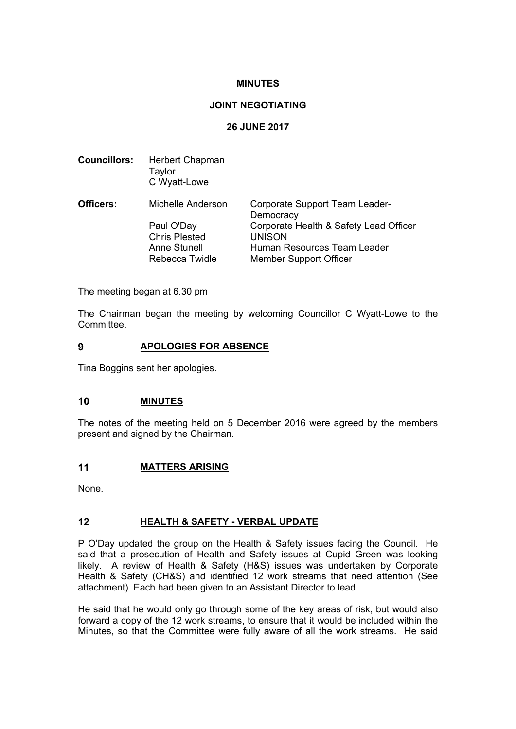**MINUTES**

**JOINT NEGOTIATING**

**26 JUNE 2017**

| | | |
|---|---|---|
| **Councillors:** | Herbert Chapman<br>Taylor<br>C Wyatt-Lowe | |
| **Officers:** | Michelle Anderson | Corporate Support Team Leader-Democracy |
| | Paul O'Day | Corporate Health & Safety Lead Officer |
| | Chris Plested | UNISON |
| | Anne Stunell | Human Resources Team Leader |
| | Rebecca Twidle | Member Support Officer |

The meeting began at 6.30 pm

The Chairman began the meeting by welcoming Councillor C Wyatt-Lowe to the Committee.

## 9 APOLOGIES FOR ABSENCE

Tina Boggins sent her apologies.

## 10 MINUTES

The notes of the meeting held on 5 December 2016 were agreed by the members present and signed by the Chairman.

## 11 MATTERS ARISING

None.

## 12 HEALTH & SAFETY - VERBAL UPDATE

P O'Day updated the group on the Health & Safety issues facing the Council. He said that a prosecution of Health and Safety issues at Cupid Green was looking likely. A review of Health & Safety (H&S) issues was undertaken by Corporate Health & Safety (CH&S) and identified 12 work streams that need attention (See attachment). Each had been given to an Assistant Director to lead.

He said that he would only go through some of the key areas of risk, but would also forward a copy of the 12 work streams, to ensure that it would be included within the Minutes, so that the Committee were fully aware of all the work streams. He said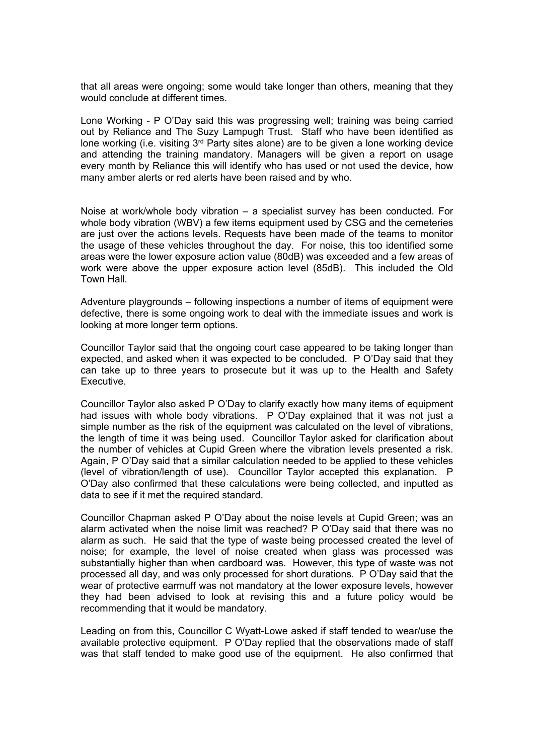that all areas were ongoing; some would take longer than others, meaning that they would conclude at different times.

Lone Working - P O'Day said this was progressing well; training was being carried out by Reliance and The Suzy Lampugh Trust. Staff who have been identified as lone working (i.e. visiting 3rd Party sites alone) are to be given a lone working device and attending the training mandatory. Managers will be given a report on usage every month by Reliance this will identify who has used or not used the device, how many amber alerts or red alerts have been raised and by who.

Noise at work/whole body vibration – a specialist survey has been conducted. For whole body vibration (WBV) a few items equipment used by CSG and the cemeteries are just over the actions levels. Requests have been made of the teams to monitor the usage of these vehicles throughout the day. For noise, this too identified some areas were the lower exposure action value (80dB) was exceeded and a few areas of work were above the upper exposure action level (85dB). This included the Old Town Hall.

Adventure playgrounds – following inspections a number of items of equipment were defective, there is some ongoing work to deal with the immediate issues and work is looking at more longer term options.

Councillor Taylor said that the ongoing court case appeared to be taking longer than expected, and asked when it was expected to be concluded. P O'Day said that they can take up to three years to prosecute but it was up to the Health and Safety Executive.

Councillor Taylor also asked P O'Day to clarify exactly how many items of equipment had issues with whole body vibrations. P O'Day explained that it was not just a simple number as the risk of the equipment was calculated on the level of vibrations, the length of time it was being used. Councillor Taylor asked for clarification about the number of vehicles at Cupid Green where the vibration levels presented a risk. Again, P O'Day said that a similar calculation needed to be applied to these vehicles (level of vibration/length of use). Councillor Taylor accepted this explanation. P O'Day also confirmed that these calculations were being collected, and inputted as data to see if it met the required standard.

Councillor Chapman asked P O'Day about the noise levels at Cupid Green; was an alarm activated when the noise limit was reached? P O'Day said that there was no alarm as such. He said that the type of waste being processed created the level of noise; for example, the level of noise created when glass was processed was substantially higher than when cardboard was. However, this type of waste was not processed all day, and was only processed for short durations. P O'Day said that the wear of protective earmuff was not mandatory at the lower exposure levels, however they had been advised to look at revising this and a future policy would be recommending that it would be mandatory.

Leading on from this, Councillor C Wyatt-Lowe asked if staff tended to wear/use the available protective equipment. P O'Day replied that the observations made of staff was that staff tended to make good use of the equipment. He also confirmed that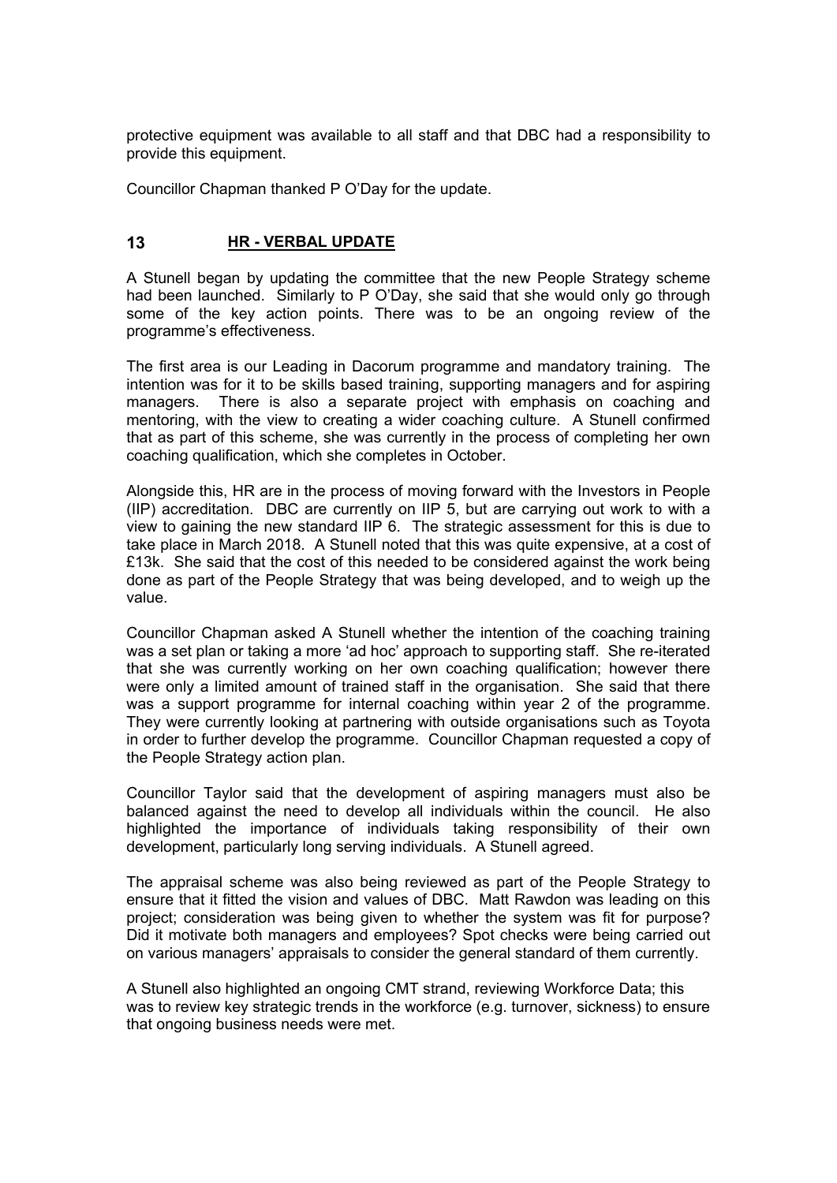protective equipment was available to all staff and that DBC had a responsibility to provide this equipment.

Councillor Chapman thanked P O'Day for the update.

## 13 HR - VERBAL UPDATE

A Stunell began by updating the committee that the new People Strategy scheme had been launched. Similarly to P O'Day, she said that she would only go through some of the key action points. There was to be an ongoing review of the programme's effectiveness.

The first area is our Leading in Dacorum programme and mandatory training. The intention was for it to be skills based training, supporting managers and for aspiring managers. There is also a separate project with emphasis on coaching and mentoring, with the view to creating a wider coaching culture. A Stunell confirmed that as part of this scheme, she was currently in the process of completing her own coaching qualification, which she completes in October.

Alongside this, HR are in the process of moving forward with the Investors in People (IIP) accreditation. DBC are currently on IIP 5, but are carrying out work to with a view to gaining the new standard IIP 6. The strategic assessment for this is due to take place in March 2018. A Stunell noted that this was quite expensive, at a cost of £13k. She said that the cost of this needed to be considered against the work being done as part of the People Strategy that was being developed, and to weigh up the value.

Councillor Chapman asked A Stunell whether the intention of the coaching training was a set plan or taking a more 'ad hoc' approach to supporting staff. She re-iterated that she was currently working on her own coaching qualification; however there were only a limited amount of trained staff in the organisation. She said that there was a support programme for internal coaching within year 2 of the programme. They were currently looking at partnering with outside organisations such as Toyota in order to further develop the programme. Councillor Chapman requested a copy of the People Strategy action plan.

Councillor Taylor said that the development of aspiring managers must also be balanced against the need to develop all individuals within the council. He also highlighted the importance of individuals taking responsibility of their own development, particularly long serving individuals. A Stunell agreed.

The appraisal scheme was also being reviewed as part of the People Strategy to ensure that it fitted the vision and values of DBC. Matt Rawdon was leading on this project; consideration was being given to whether the system was fit for purpose? Did it motivate both managers and employees? Spot checks were being carried out on various managers' appraisals to consider the general standard of them currently.

A Stunell also highlighted an ongoing CMT strand, reviewing Workforce Data; this was to review key strategic trends in the workforce (e.g. turnover, sickness) to ensure that ongoing business needs were met.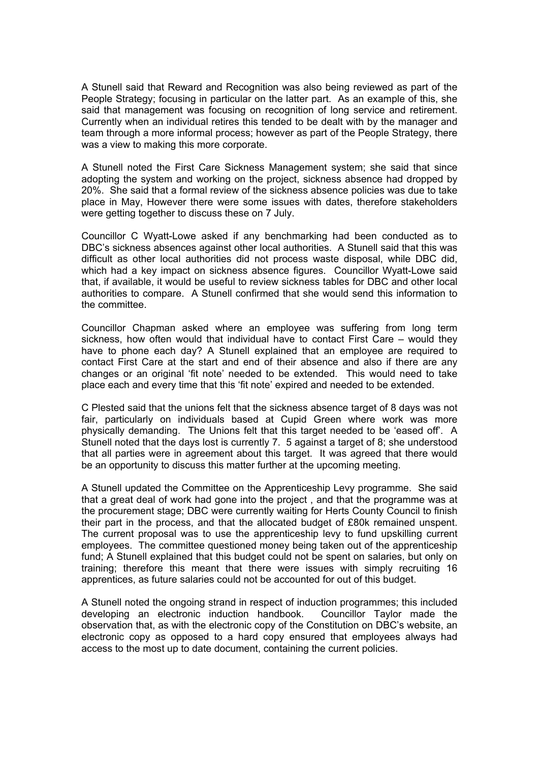A Stunell said that Reward and Recognition was also being reviewed as part of the People Strategy; focusing in particular on the latter part. As an example of this, she said that management was focusing on recognition of long service and retirement. Currently when an individual retires this tended to be dealt with by the manager and team through a more informal process; however as part of the People Strategy, there was a view to making this more corporate.

A Stunell noted the First Care Sickness Management system; she said that since adopting the system and working on the project, sickness absence had dropped by 20%. She said that a formal review of the sickness absence policies was due to take place in May, However there were some issues with dates, therefore stakeholders were getting together to discuss these on 7 July.

Councillor C Wyatt-Lowe asked if any benchmarking had been conducted as to DBC's sickness absences against other local authorities. A Stunell said that this was difficult as other local authorities did not process waste disposal, while DBC did, which had a key impact on sickness absence figures. Councillor Wyatt-Lowe said that, if available, it would be useful to review sickness tables for DBC and other local authorities to compare. A Stunell confirmed that she would send this information to the committee.

Councillor Chapman asked where an employee was suffering from long term sickness, how often would that individual have to contact First Care – would they have to phone each day? A Stunell explained that an employee are required to contact First Care at the start and end of their absence and also if there are any changes or an original 'fit note' needed to be extended. This would need to take place each and every time that this 'fit note' expired and needed to be extended.

C Plested said that the unions felt that the sickness absence target of 8 days was not fair, particularly on individuals based at Cupid Green where work was more physically demanding. The Unions felt that this target needed to be 'eased off'. A Stunell noted that the days lost is currently 7. 5 against a target of 8; she understood that all parties were in agreement about this target. It was agreed that there would be an opportunity to discuss this matter further at the upcoming meeting.

A Stunell updated the Committee on the Apprenticeship Levy programme. She said that a great deal of work had gone into the project , and that the programme was at the procurement stage; DBC were currently waiting for Herts County Council to finish their part in the process, and that the allocated budget of £80k remained unspent. The current proposal was to use the apprenticeship levy to fund upskilling current employees. The committee questioned money being taken out of the apprenticeship fund; A Stunell explained that this budget could not be spent on salaries, but only on training; therefore this meant that there were issues with simply recruiting 16 apprentices, as future salaries could not be accounted for out of this budget.

A Stunell noted the ongoing strand in respect of induction programmes; this included developing an electronic induction handbook. Councillor Taylor made the observation that, as with the electronic copy of the Constitution on DBC's website, an electronic copy as opposed to a hard copy ensured that employees always had access to the most up to date document, containing the current policies.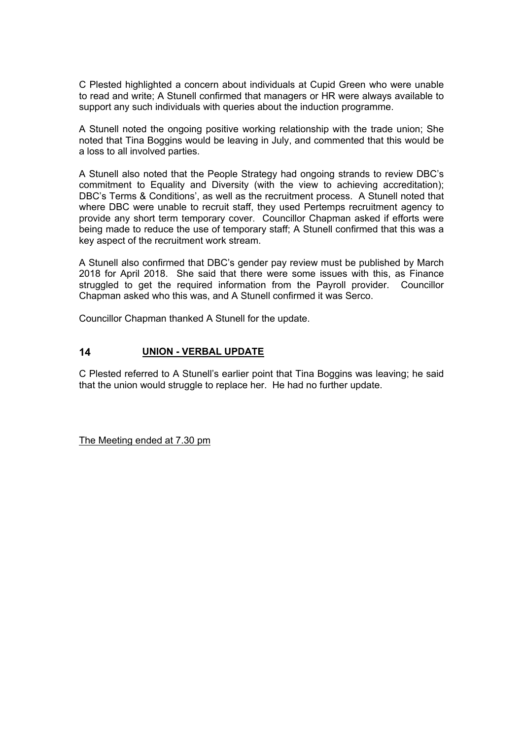C Plested highlighted a concern about individuals at Cupid Green who were unable to read and write; A Stunell confirmed that managers or HR were always available to support any such individuals with queries about the induction programme.

A Stunell noted the ongoing positive working relationship with the trade union; She noted that Tina Boggins would be leaving in July, and commented that this would be a loss to all involved parties.

A Stunell also noted that the People Strategy had ongoing strands to review DBC's commitment to Equality and Diversity (with the view to achieving accreditation); DBC's Terms & Conditions', as well as the recruitment process. A Stunell noted that where DBC were unable to recruit staff, they used Pertemps recruitment agency to provide any short term temporary cover. Councillor Chapman asked if efforts were being made to reduce the use of temporary staff; A Stunell confirmed that this was a key aspect of the recruitment work stream.

A Stunell also confirmed that DBC's gender pay review must be published by March 2018 for April 2018. She said that there were some issues with this, as Finance struggled to get the required information from the Payroll provider. Councillor Chapman asked who this was, and A Stunell confirmed it was Serco.

Councillor Chapman thanked A Stunell for the update.

## 14 UNION - VERBAL UPDATE

C Plested referred to A Stunell's earlier point that Tina Boggins was leaving; he said that the union would struggle to replace her. He had no further update.

The Meeting ended at 7.30 pm